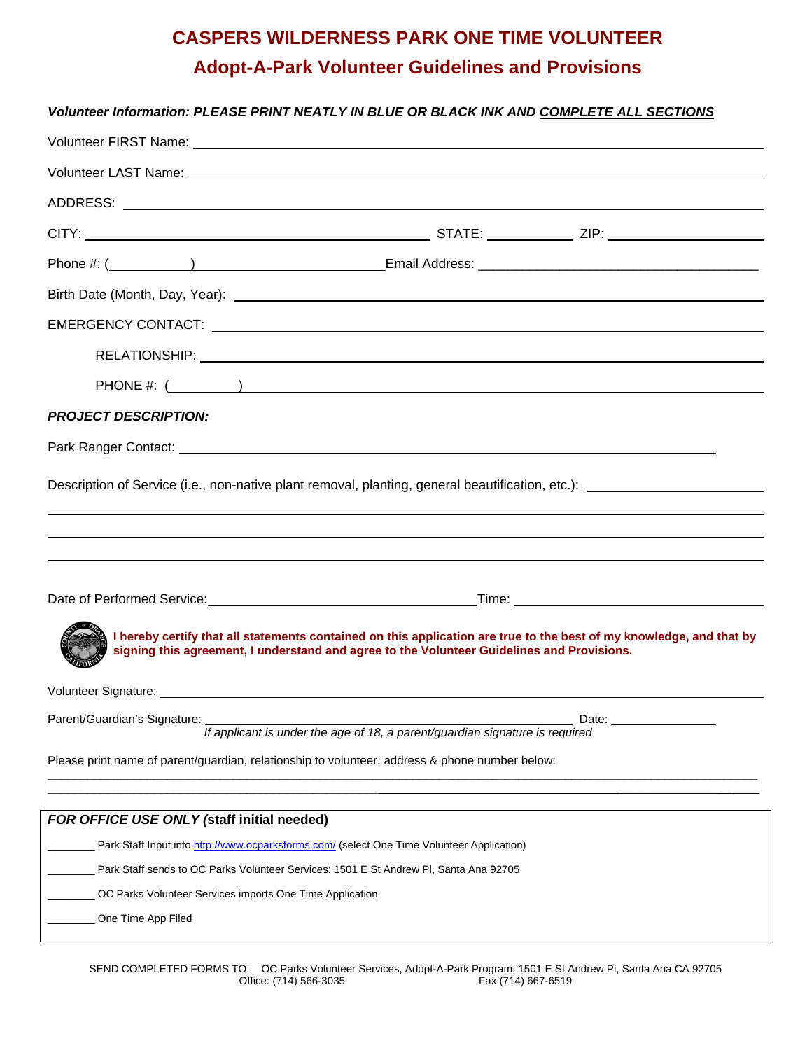# CASPERS WILDERNESS PARK ONE TIME VOLUNTEER

## Adopt-A-Park Volunteer Guidelines and Provisions

***Volunteer Information: PLEASE PRINT NEATLY IN BLUE OR BLACK INK AND COMPLETE ALL SECTIONS***

Volunteer FIRST Name: ______________________________________________

Volunteer LAST Name: ______________________________________________

ADDRESS: ______________________________________________

CITY: ______________________ STATE: __________ ZIP: ______________

Phone #: (__________) ______________________ Email Address: ______________________

Birth Date (Month, Day, Year): ______________________________________________

EMERGENCY CONTACT: ______________________________________________

RELATIONSHIP: ______________________________________________

PHONE #: (__________) ______________________________________________

***PROJECT DESCRIPTION:***

Park Ranger Contact: ______________________________________________

Description of Service (i.e., non-native plant removal, planting, general beautification, etc.): ______________________

______________________________________________

______________________________________________

______________________________________________

Date of Performed Service: ______________________ Time: ______________________

**I hereby certify that all statements contained on this application are true to the best of my knowledge, and that by signing this agreement, I understand and agree to the Volunteer Guidelines and Provisions.**

Volunteer Signature: ______________________________________________

Parent/Guardian's Signature: ______________________________ Date: ______________

*If applicant is under the age of 18, a parent/guardian signature is required*

Please print name of parent/guardian, relationship to volunteer, address & phone number below:

______________________________________________

______________________________________________

***FOR OFFICE USE ONLY* (staff initial needed)**

________ Park Staff Input into http://www.ocparksforms.com/ (select One Time Volunteer Application)

________ Park Staff sends to OC Parks Volunteer Services: 1501 E St Andrew Pl, Santa Ana 92705

________ OC Parks Volunteer Services imports One Time Application

________ One Time App Filed

SEND COMPLETED FORMS TO: OC Parks Volunteer Services, Adopt-A-Park Program, 1501 E St Andrew Pl, Santa Ana CA 92705
Office: (714) 566-3035 Fax (714) 667-6519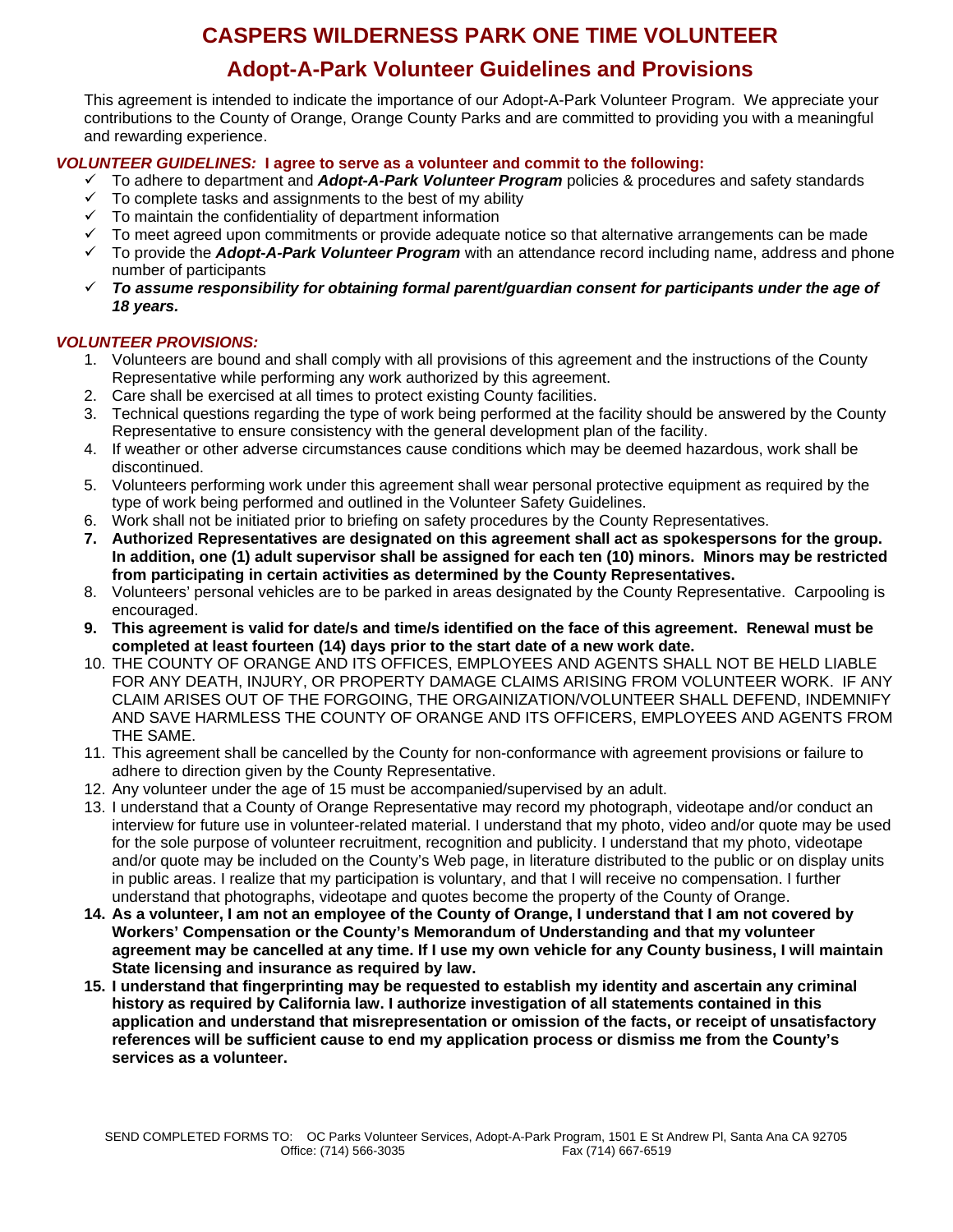# CASPERS WILDERNESS PARK ONE TIME VOLUNTEER

## Adopt-A-Park Volunteer Guidelines and Provisions

This agreement is intended to indicate the importance of our Adopt-A-Park Volunteer Program. We appreciate your contributions to the County of Orange, Orange County Parks and are committed to providing you with a meaningful and rewarding experience.

***VOLUNTEER GUIDELINES:*** **I agree to serve as a volunteer and commit to the following:**

- ✓ To adhere to department and ***Adopt-A-Park Volunteer Program*** policies & procedures and safety standards
- ✓ To complete tasks and assignments to the best of my ability
- ✓ To maintain the confidentiality of department information
- ✓ To meet agreed upon commitments or provide adequate notice so that alternative arrangements can be made
- ✓ To provide the ***Adopt-A-Park Volunteer Program*** with an attendance record including name, address and phone number of participants
- ✓ ***To assume responsibility for obtaining formal parent/guardian consent for participants under the age of 18 years.***

***VOLUNTEER PROVISIONS:***

1. Volunteers are bound and shall comply with all provisions of this agreement and the instructions of the County Representative while performing any work authorized by this agreement.
2. Care shall be exercised at all times to protect existing County facilities.
3. Technical questions regarding the type of work being performed at the facility should be answered by the County Representative to ensure consistency with the general development plan of the facility.
4. If weather or other adverse circumstances cause conditions which may be deemed hazardous, work shall be discontinued.
5. Volunteers performing work under this agreement shall wear personal protective equipment as required by the type of work being performed and outlined in the Volunteer Safety Guidelines.
6. Work shall not be initiated prior to briefing on safety procedures by the County Representatives.
7. **Authorized Representatives are designated on this agreement shall act as spokespersons for the group. In addition, one (1) adult supervisor shall be assigned for each ten (10) minors. Minors may be restricted from participating in certain activities as determined by the County Representatives.**
8. Volunteers' personal vehicles are to be parked in areas designated by the County Representative. Carpooling is encouraged.
9. **This agreement is valid for date/s and time/s identified on the face of this agreement. Renewal must be completed at least fourteen (14) days prior to the start date of a new work date.**
10. THE COUNTY OF ORANGE AND ITS OFFICES, EMPLOYEES AND AGENTS SHALL NOT BE HELD LIABLE FOR ANY DEATH, INJURY, OR PROPERTY DAMAGE CLAIMS ARISING FROM VOLUNTEER WORK. IF ANY CLAIM ARISES OUT OF THE FORGOING, THE ORGAINIZATION/VOLUNTEER SHALL DEFEND, INDEMNIFY AND SAVE HARMLESS THE COUNTY OF ORANGE AND ITS OFFICERS, EMPLOYEES AND AGENTS FROM THE SAME.
11. This agreement shall be cancelled by the County for non-conformance with agreement provisions or failure to adhere to direction given by the County Representative.
12. Any volunteer under the age of 15 must be accompanied/supervised by an adult.
13. I understand that a County of Orange Representative may record my photograph, videotape and/or conduct an interview for future use in volunteer-related material. I understand that my photo, video and/or quote may be used for the sole purpose of volunteer recruitment, recognition and publicity. I understand that my photo, videotape and/or quote may be included on the County's Web page, in literature distributed to the public or on display units in public areas. I realize that my participation is voluntary, and that I will receive no compensation. I further understand that photographs, videotape and quotes become the property of the County of Orange.
14. **As a volunteer, I am not an employee of the County of Orange, I understand that I am not covered by Workers' Compensation or the County's Memorandum of Understanding and that my volunteer agreement may be cancelled at any time. If I use my own vehicle for any County business, I will maintain State licensing and insurance as required by law.**
15. **I understand that fingerprinting may be requested to establish my identity and ascertain any criminal history as required by California law. I authorize investigation of all statements contained in this application and understand that misrepresentation or omission of the facts, or receipt of unsatisfactory references will be sufficient cause to end my application process or dismiss me from the County's services as a volunteer.**

SEND COMPLETED FORMS TO: OC Parks Volunteer Services, Adopt-A-Park Program, 1501 E St Andrew Pl, Santa Ana CA 92705
Office: (714) 566-3035 Fax (714) 667-6519